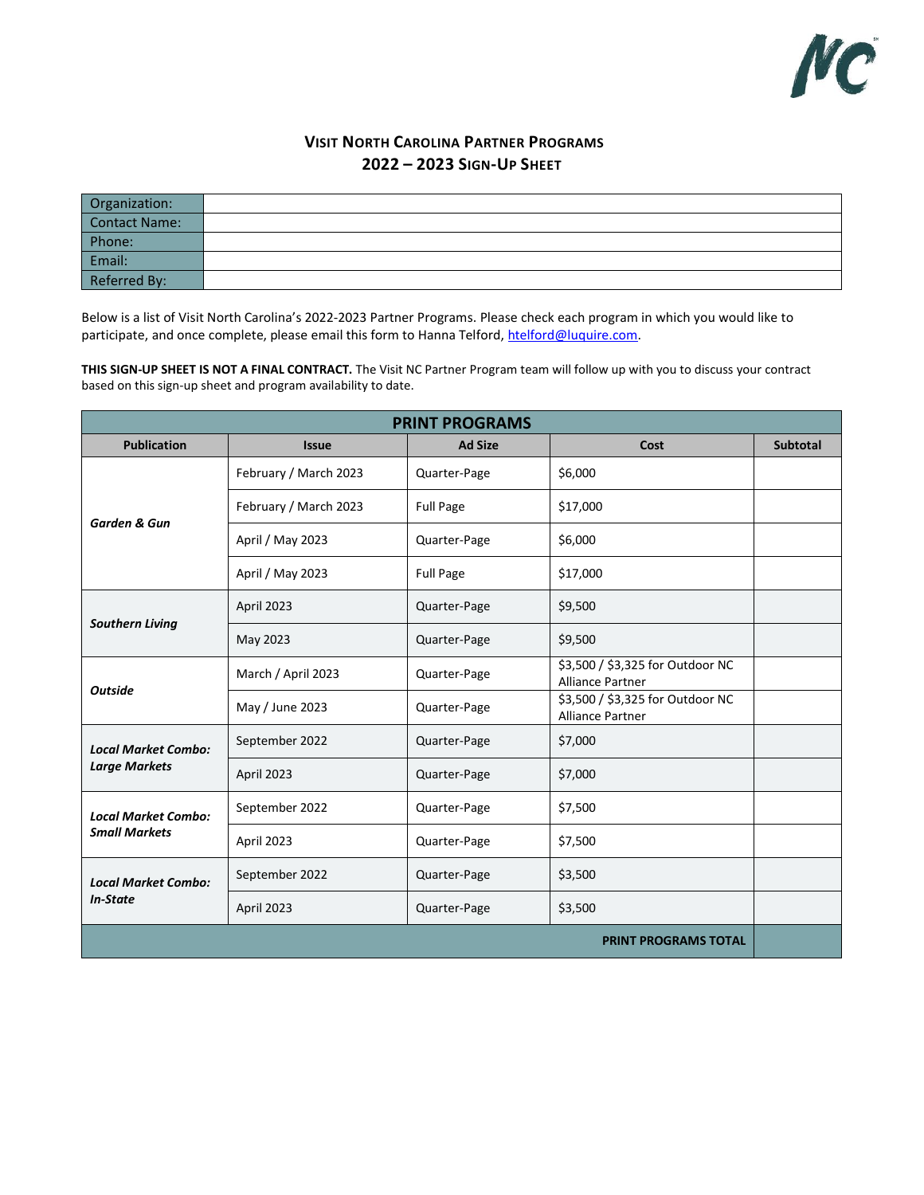# VISIT NORTH CAROLINA PARTNER PROGRAMS
## 2022 – 2023 SIGN-UP SHEET

| | |
|---|---|
| Organization: | |
| Contact Name: | |
| Phone: | |
| Email: | |
| Referred By: | |

Below is a list of Visit North Carolina's 2022-2023 Partner Programs. Please check each program in which you would like to participate, and once complete, please email this form to Hanna Telford, htelford@luquire.com.

**THIS SIGN-UP SHEET IS NOT A FINAL CONTRACT.** The Visit NC Partner Program team will follow up with you to discuss your contract based on this sign-up sheet and program availability to date.

| PRINT PROGRAMS | | | | |
|---|---|---|---|---|
| **Publication** | **Issue** | **Ad Size** | **Cost** | **Subtotal** |
| ***Garden & Gun*** | February / March 2023 | Quarter-Page | $6,000 | |
| | February / March 2023 | Full Page | $17,000 | |
| | April / May 2023 | Quarter-Page | $6,000 | |
| | April / May 2023 | Full Page | $17,000 | |
| ***Southern Living*** | April 2023 | Quarter-Page | $9,500 | |
| | May 2023 | Quarter-Page | $9,500 | |
| ***Outside*** | March / April 2023 | Quarter-Page | $3,500 / $3,325 for Outdoor NC Alliance Partner | |
| | May / June 2023 | Quarter-Page | $3,500 / $3,325 for Outdoor NC Alliance Partner | |
| ***Local Market Combo: Large Markets*** | September 2022 | Quarter-Page | $7,000 | |
| | April 2023 | Quarter-Page | $7,000 | |
| ***Local Market Combo: Small Markets*** | September 2022 | Quarter-Page | $7,500 | |
| | April 2023 | Quarter-Page | $7,500 | |
| ***Local Market Combo: In-State*** | September 2022 | Quarter-Page | $3,500 | |
| | April 2023 | Quarter-Page | $3,500 | |
| | | | **PRINT PROGRAMS TOTAL** | |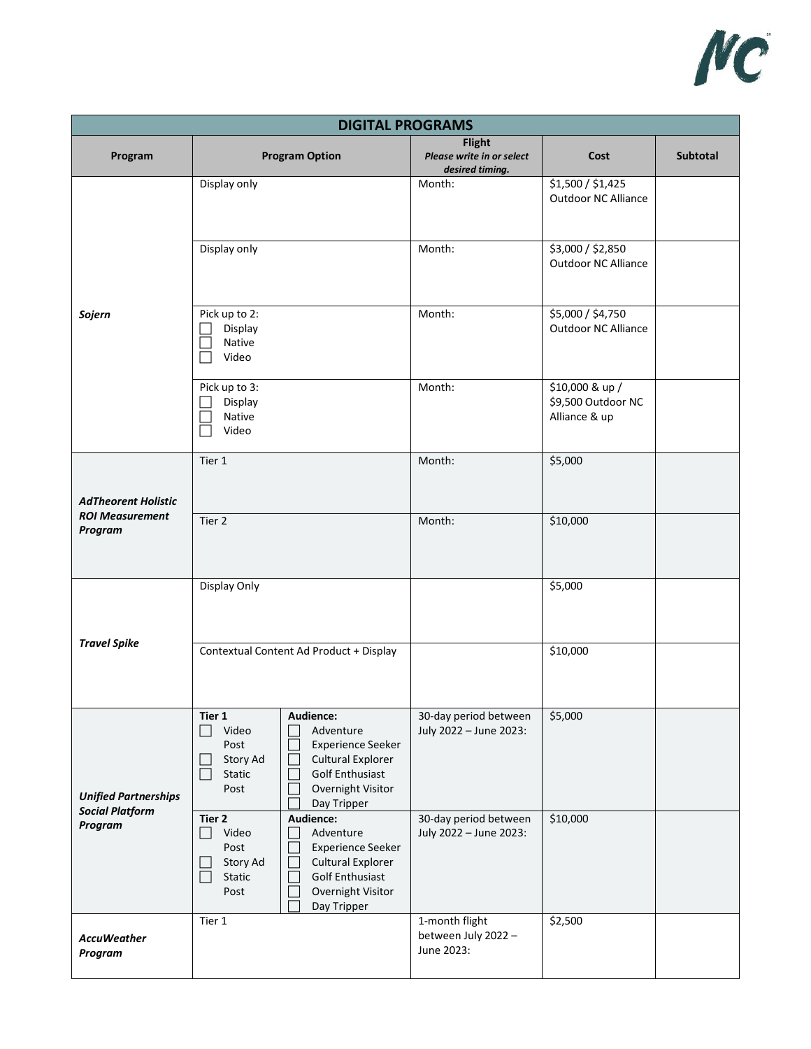| DIGITAL PROGRAMS | | | | |
|---|---|---|---|---|
| **Program** | **Program Option** | **Flight** *Please write in or select desired timing.* | **Cost** | **Subtotal** |
| ***Sojern*** | Display only | Month: | $1,500 / $1,425 Outdoor NC Alliance | |
| | Display only | Month: | $3,000 / $2,850 Outdoor NC Alliance | |
| | Pick up to 2: ☐ Display ☐ Native ☐ Video | Month: | $5,000 / $4,750 Outdoor NC Alliance | |
| | Pick up to 3: ☐ Display ☐ Native ☐ Video | Month: | $10,000 & up / $9,500 Outdoor NC Alliance & up | |
| ***AdTheorent Holistic ROI Measurement Program*** | Tier 1 | Month: | $5,000 | |
| | Tier 2 | Month: | $10,000 | |
| ***Travel Spike*** | Display Only | | $5,000 | |
| | Contextual Content Ad Product + Display | | $10,000 | |
| ***Unified Partnerships Social Platform Program*** | **Tier 1** ☐ Video Post ☐ Story Ad ☐ Static Post — **Audience:** ☐ Adventure ☐ Experience Seeker ☐ Cultural Explorer ☐ Golf Enthusiast ☐ Overnight Visitor ☐ Day Tripper | 30-day period between July 2022 – June 2023: | $5,000 | |
| | **Tier 2** ☐ Video Post ☐ Story Ad ☐ Static Post — **Audience:** ☐ Adventure ☐ Experience Seeker ☐ Cultural Explorer ☐ Golf Enthusiast ☐ Overnight Visitor ☐ Day Tripper | 30-day period between July 2022 – June 2023: | $10,000 | |
| ***AccuWeather Program*** | Tier 1 | 1-month flight between July 2022 – June 2023: | $2,500 | |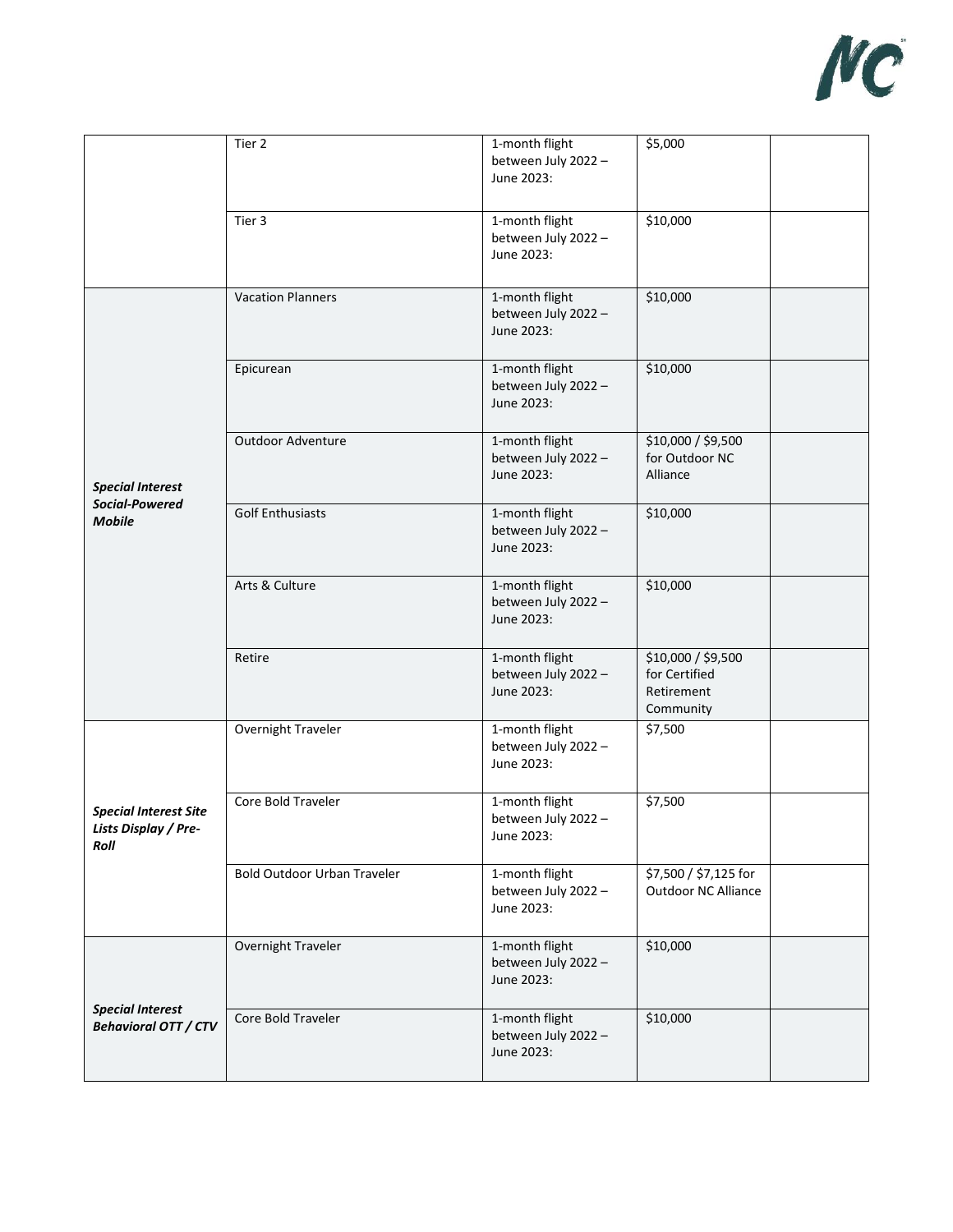|  |  |  |  |  |
|---|---|---|---|---|
|  | Tier 2 | 1-month flight between July 2022 – June 2023: | $5,000 |  |
|  | Tier 3 | 1-month flight between July 2022 – June 2023: | $10,000 |  |
| ***Special Interest Social-Powered Mobile*** | Vacation Planners | 1-month flight between July 2022 – June 2023: | $10,000 |  |
|  | Epicurean | 1-month flight between July 2022 – June 2023: | $10,000 |  |
|  | Outdoor Adventure | 1-month flight between July 2022 – June 2023: | $10,000 / $9,500 for Outdoor NC Alliance |  |
|  | Golf Enthusiasts | 1-month flight between July 2022 – June 2023: | $10,000 |  |
|  | Arts & Culture | 1-month flight between July 2022 – June 2023: | $10,000 |  |
|  | Retire | 1-month flight between July 2022 – June 2023: | $10,000 / $9,500 for Certified Retirement Community |  |
| ***Special Interest Site Lists Display / Pre-Roll*** | Overnight Traveler | 1-month flight between July 2022 – June 2023: | $7,500 |  |
|  | Core Bold Traveler | 1-month flight between July 2022 – June 2023: | $7,500 |  |
|  | Bold Outdoor Urban Traveler | 1-month flight between July 2022 – June 2023: | $7,500 / $7,125 for Outdoor NC Alliance |  |
| ***Special Interest Behavioral OTT / CTV*** | Overnight Traveler | 1-month flight between July 2022 – June 2023: | $10,000 |  |
|  | Core Bold Traveler | 1-month flight between July 2022 – June 2023: | $10,000 |  |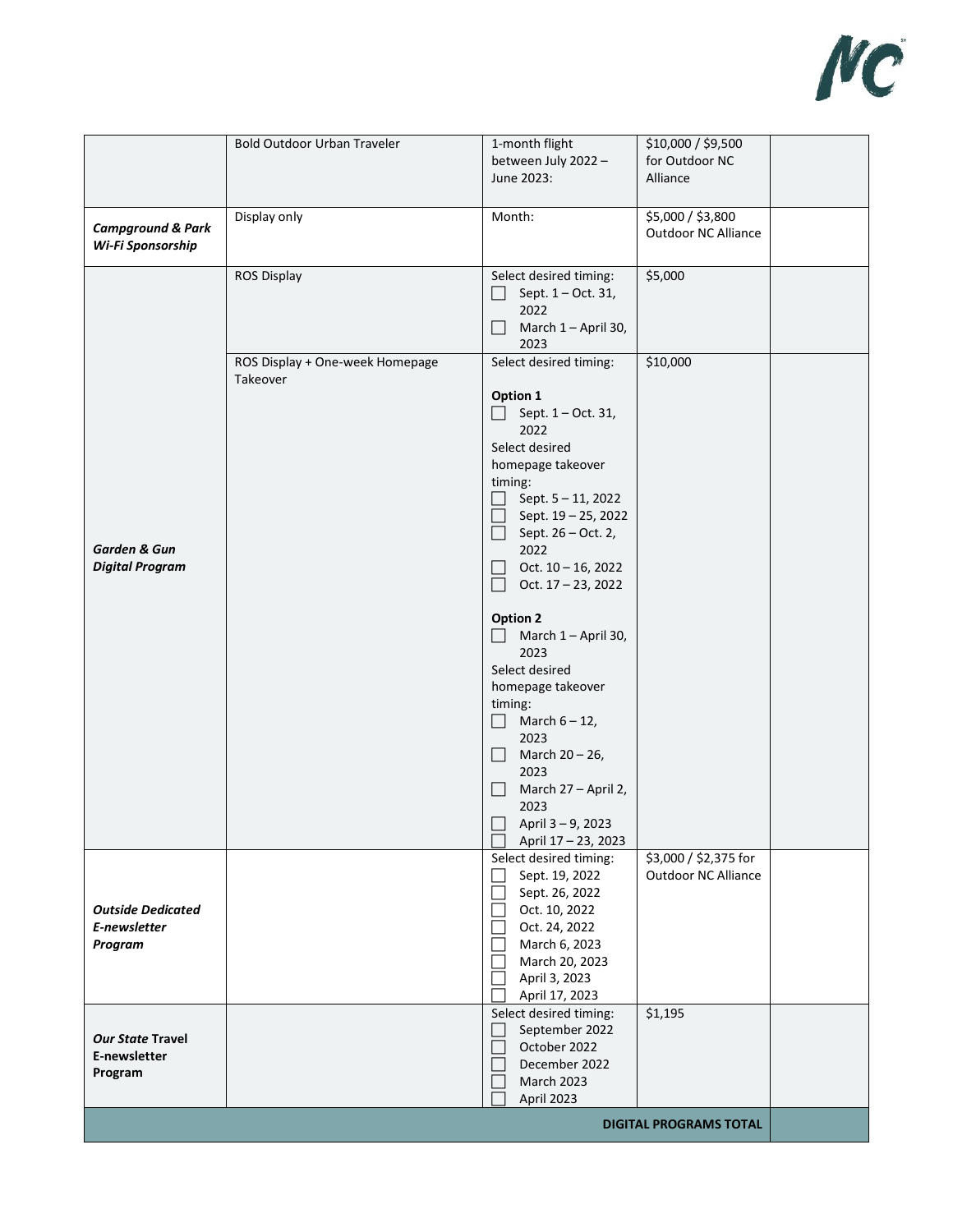| | | | | |
|---|---|---|---|---|
| | Bold Outdoor Urban Traveler | 1-month flight between July 2022 – June 2023: | $10,000 / $9,500 for Outdoor NC Alliance | |
| ***Campground & Park Wi-Fi Sponsorship*** | Display only | Month: | $5,000 / $3,800 Outdoor NC Alliance | |
| ***Garden & Gun Digital Program*** | ROS Display | Select desired timing:<br>☐ Sept. 1 – Oct. 31, 2022<br>☐ March 1 – April 30, 2023 | $5,000 | |
| | ROS Display + One-week Homepage Takeover | Select desired timing:<br><br>**Option 1**<br>☐ Sept. 1 – Oct. 31, 2022<br>Select desired homepage takeover timing:<br>☐ Sept. 5 – 11, 2022<br>☐ Sept. 19 – 25, 2022<br>☐ Sept. 26 – Oct. 2, 2022<br>☐ Oct. 10 – 16, 2022<br>☐ Oct. 17 – 23, 2022<br><br>**Option 2**<br>☐ March 1 – April 30, 2023<br>Select desired homepage takeover timing:<br>☐ March 6 – 12, 2023<br>☐ March 20 – 26, 2023<br>☐ March 27 – April 2, 2023<br>☐ April 3 – 9, 2023<br>☐ April 17 – 23, 2023 | $10,000 | |
| ***Outside Dedicated E-newsletter Program*** | | Select desired timing:<br>☐ Sept. 19, 2022<br>☐ Sept. 26, 2022<br>☐ Oct. 10, 2022<br>☐ Oct. 24, 2022<br>☐ March 6, 2023<br>☐ March 20, 2023<br>☐ April 3, 2023<br>☐ April 17, 2023 | $3,000 / $2,375 for Outdoor NC Alliance | |
| ***Our State* Travel E-newsletter Program** | | Select desired timing:<br>☐ September 2022<br>☐ October 2022<br>☐ December 2022<br>☐ March 2023<br>☐ April 2023 | $1,195 | |
| | | | **DIGITAL PROGRAMS TOTAL** | |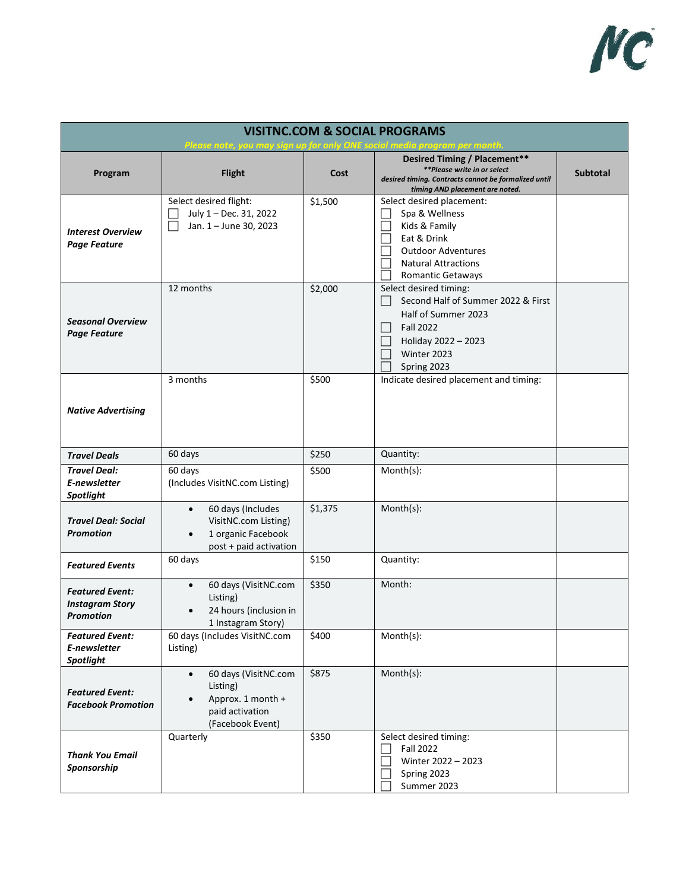| **VISITNC.COM & SOCIAL PROGRAMS** *Please note, you may sign up for only ONE social media program per month.* | | | | |
|---|---|---|---|---|
| **Program** | **Flight** | **Cost** | **Desired Timing / Placement**** ***Please write in or select desired timing. Contracts cannot be formalized until timing AND placement are noted.* | **Subtotal** |
| ***Interest Overview Page Feature*** | Select desired flight: ☐ July 1 – Dec. 31, 2022 ☐ Jan. 1 – June 30, 2023 | $1,500 | Select desired placement: ☐ Spa & Wellness ☐ Kids & Family ☐ Eat & Drink ☐ Outdoor Adventures ☐ Natural Attractions ☐ Romantic Getaways | |
| ***Seasonal Overview Page Feature*** | 12 months | $2,000 | Select desired timing: ☐ Second Half of Summer 2022 & First Half of Summer 2023 ☐ Fall 2022 ☐ Holiday 2022 – 2023 ☐ Winter 2023 ☐ Spring 2023 | |
| ***Native Advertising*** | 3 months | $500 | Indicate desired placement and timing: | |
| ***Travel Deals*** | 60 days | $250 | Quantity: | |
| ***Travel Deal: E-newsletter Spotlight*** | 60 days (Includes VisitNC.com Listing) | $500 | Month(s): | |
| ***Travel Deal: Social Promotion*** | • 60 days (Includes VisitNC.com Listing) • 1 organic Facebook post + paid activation | $1,375 | Month(s): | |
| ***Featured Events*** | 60 days | $150 | Quantity: | |
| ***Featured Event: Instagram Story Promotion*** | • 60 days (VisitNC.com Listing) • 24 hours (inclusion in 1 Instagram Story) | $350 | Month: | |
| ***Featured Event: E-newsletter Spotlight*** | 60 days (Includes VisitNC.com Listing) | $400 | Month(s): | |
| ***Featured Event: Facebook Promotion*** | • 60 days (VisitNC.com Listing) • Approx. 1 month + paid activation (Facebook Event) | $875 | Month(s): | |
| ***Thank You Email Sponsorship*** | Quarterly | $350 | Select desired timing: ☐ Fall 2022 ☐ Winter 2022 – 2023 ☐ Spring 2023 ☐ Summer 2023 | |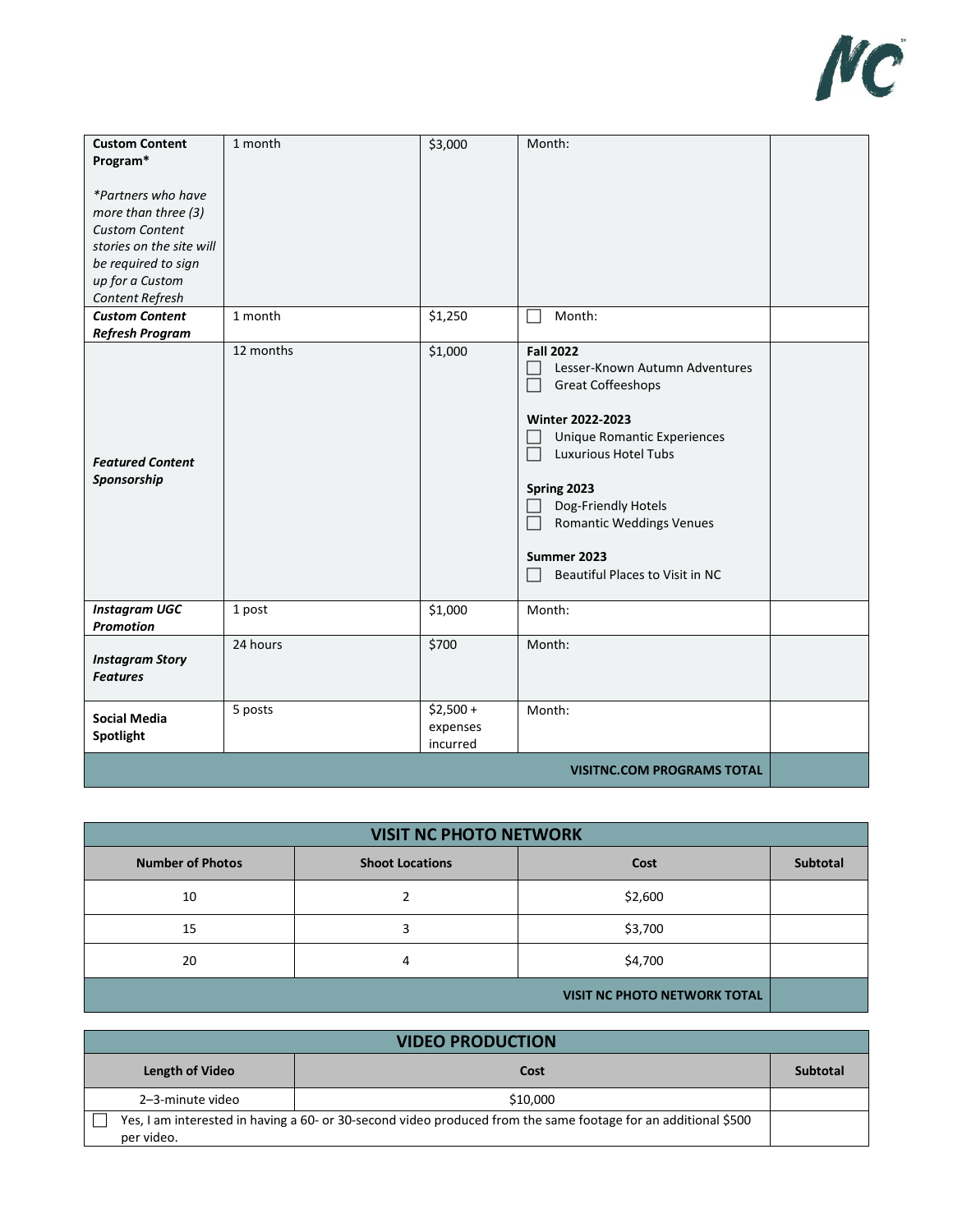| | | | | |
|---|---|---|---|---|
| **Custom Content Program***<br><br>*\*Partners who have more than three (3) Custom Content stories on the site will be required to sign up for a Custom Content Refresh* | 1 month | $3,000 | Month: | |
| ***Custom Content Refresh Program*** | 1 month | $1,250 | ☐ Month: | |
| ***Featured Content Sponsorship*** | 12 months | $1,000 | **Fall 2022**<br>☐ Lesser-Known Autumn Adventures<br>☐ Great Coffeeshops<br><br>**Winter 2022-2023**<br>☐ Unique Romantic Experiences<br>☐ Luxurious Hotel Tubs<br><br>**Spring 2023**<br>☐ Dog-Friendly Hotels<br>☐ Romantic Weddings Venues<br><br>**Summer 2023**<br>☐ Beautiful Places to Visit in NC | |
| ***Instagram UGC Promotion*** | 1 post | $1,000 | Month: | |
| ***Instagram Story Features*** | 24 hours | $700 | Month: | |
| **Social Media Spotlight** | 5 posts | $2,500 + expenses incurred | Month: | |
| | | | **VISITNC.COM PROGRAMS TOTAL** | |

| **VISIT NC PHOTO NETWORK** | | | |
|---|---|---|---|
| **Number of Photos** | **Shoot Locations** | **Cost** | **Subtotal** |
| 10 | 2 | $2,600 | |
| 15 | 3 | $3,700 | |
| 20 | 4 | $4,700 | |
| | | **VISIT NC PHOTO NETWORK TOTAL** | |

| **VIDEO PRODUCTION** | | |
|---|---|---|
| **Length of Video** | **Cost** | **Subtotal** |
| 2–3-minute video | $10,000 | |
| ☐ Yes, I am interested in having a 60- or 30-second video produced from the same footage for an additional $500 per video. | | |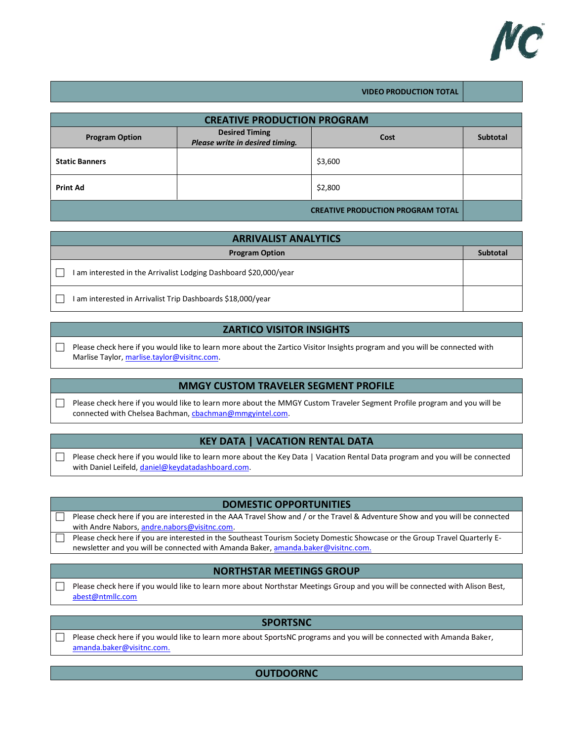| | VIDEO PRODUCTION TOTAL | |
|---|---|---|

| CREATIVE PRODUCTION PROGRAM | | | |
|---|---|---|---|
| **Program Option** | **Desired Timing** *Please write in desired timing.* | **Cost** | **Subtotal** |
| **Static Banners** | | $3,600 | |
| **Print Ad** | | $2,800 | |
| | | **CREATIVE PRODUCTION PROGRAM TOTAL** | |

| ARRIVALIST ANALYTICS | |
|---|---|
| **Program Option** | **Subtotal** |
| ☐ I am interested in the Arrivalist Lodging Dashboard $20,000/year | |
| ☐ I am interested in Arrivalist Trip Dashboards $18,000/year | |

## ZARTICO VISITOR INSIGHTS

☐ Please check here if you would like to learn more about the Zartico Visitor Insights program and you will be connected with Marlise Taylor, marlise.taylor@visitnc.com.

## MMGY CUSTOM TRAVELER SEGMENT PROFILE

☐ Please check here if you would like to learn more about the MMGY Custom Traveler Segment Profile program and you will be connected with Chelsea Bachman, cbachman@mmgyintel.com.

## KEY DATA | VACATION RENTAL DATA

☐ Please check here if you would like to learn more about the Key Data | Vacation Rental Data program and you will be connected with Daniel Leifeld, daniel@keydatadashboard.com.

## DOMESTIC OPPORTUNITIES

☐ Please check here if you are interested in the AAA Travel Show and / or the Travel & Adventure Show and you will be connected with Andre Nabors, andre.nabors@visitnc.com.

☐ Please check here if you are interested in the Southeast Tourism Society Domestic Showcase or the Group Travel Quarterly E-newsletter and you will be connected with Amanda Baker, amanda.baker@visitnc.com.

## NORTHSTAR MEETINGS GROUP

☐ Please check here if you would like to learn more about Northstar Meetings Group and you will be connected with Alison Best, abest@ntmllc.com

## SPORTSNC

☐ Please check here if you would like to learn more about SportsNC programs and you will be connected with Amanda Baker, amanda.baker@visitnc.com.

## OUTDOORNC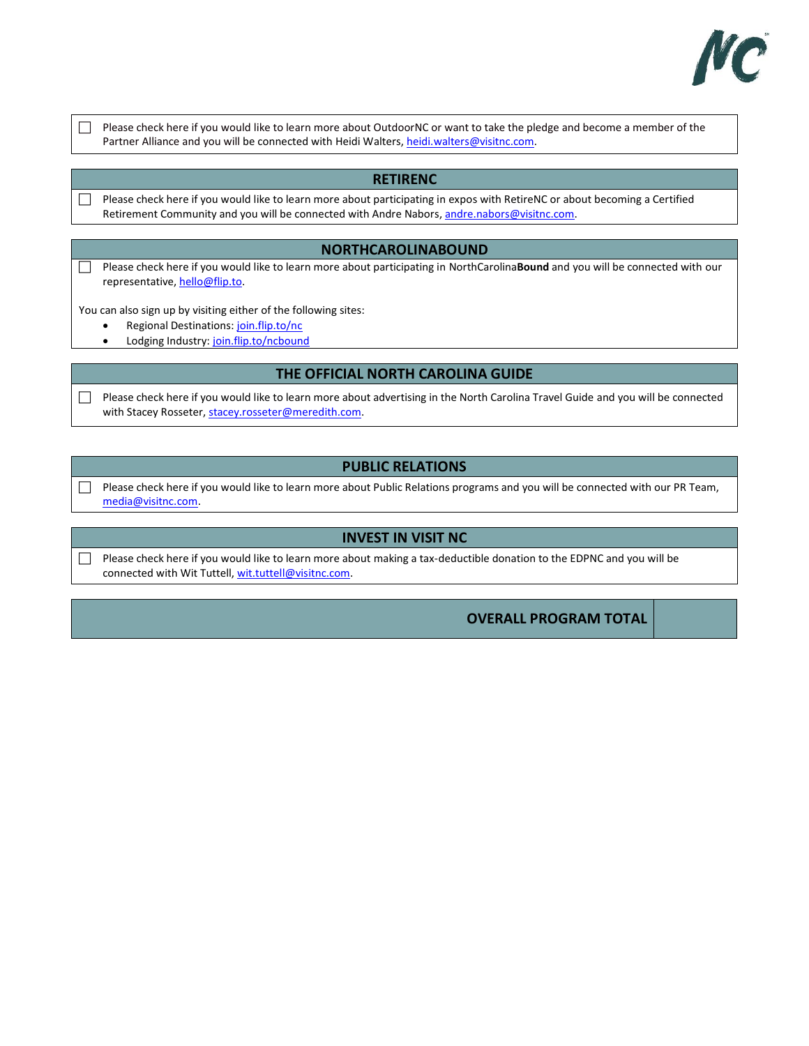☐ Please check here if you would like to learn more about OutdoorNC or want to take the pledge and become a member of the Partner Alliance and you will be connected with Heidi Walters, heidi.walters@visitnc.com.

## RETIRENC

☐ Please check here if you would like to learn more about participating in expos with RetireNC or about becoming a Certified Retirement Community and you will be connected with Andre Nabors, andre.nabors@visitnc.com.

## NORTHCAROLINABOUND

☐ Please check here if you would like to learn more about participating in NorthCarolina**Bound** and you will be connected with our representative, hello@flip.to.

You can also sign up by visiting either of the following sites:

- Regional Destinations: join.flip.to/nc
- Lodging Industry: join.flip.to/ncbound

## THE OFFICIAL NORTH CAROLINA GUIDE

☐ Please check here if you would like to learn more about advertising in the North Carolina Travel Guide and you will be connected with Stacey Rosseter, stacey.rosseter@meredith.com.

## PUBLIC RELATIONS

☐ Please check here if you would like to learn more about Public Relations programs and you will be connected with our PR Team, media@visitnc.com.

## INVEST IN VISIT NC

☐ Please check here if you would like to learn more about making a tax-deductible donation to the EDPNC and you will be connected with Wit Tuttell, wit.tuttell@visitnc.com.

| | |
|---|---|
| **OVERALL PROGRAM TOTAL** | |